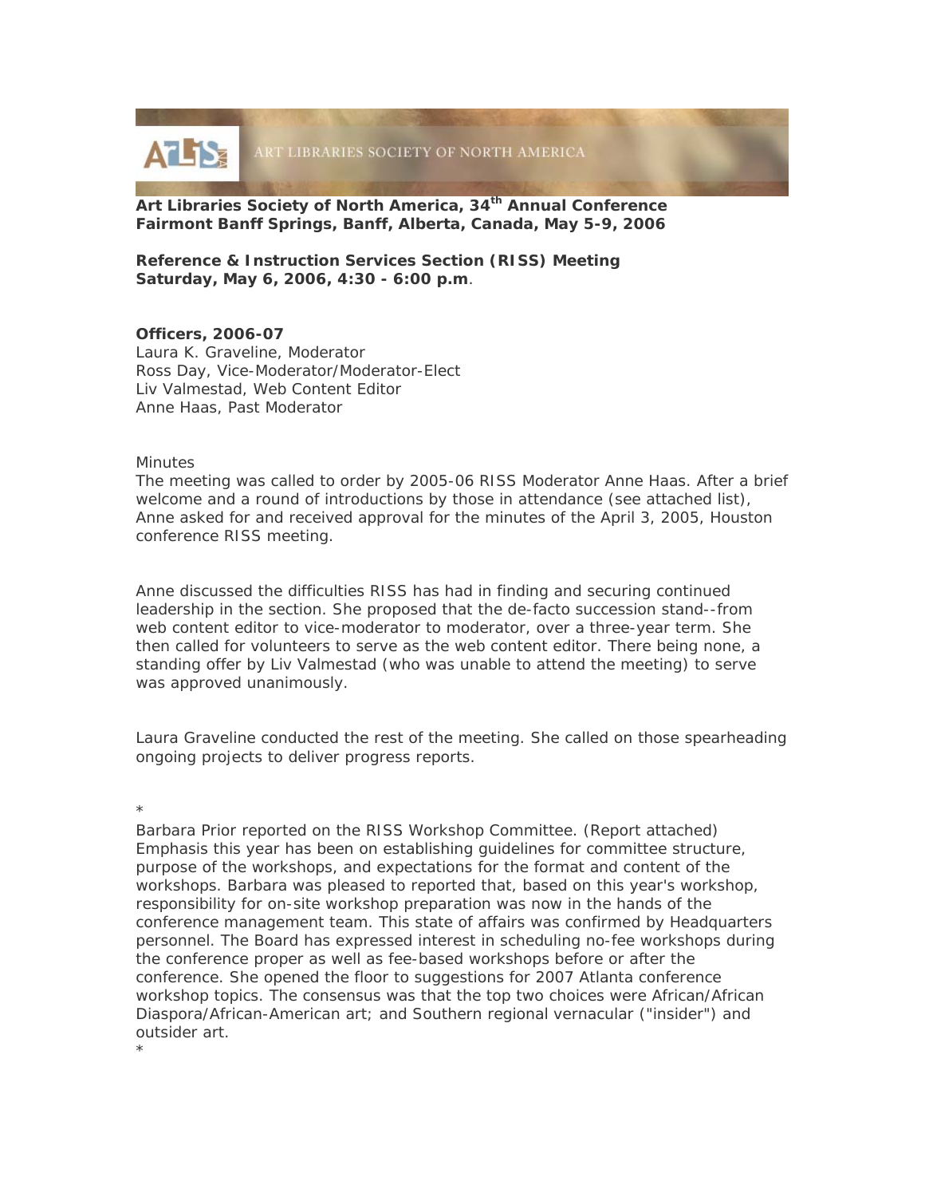ART LIBRARIES SOCIETY OF NORTH AMERICA

**Art Libraries Society of North America, 34th Annual Conference**
**Fairmont Banff Springs, Banff, Alberta, Canada, May 5-9, 2006**

**Reference & Instruction Services Section (RISS) Meeting**
**Saturday, May 6, 2006, 4:30 - 6:00 p.m**.

**Officers, 2006-07**
Laura K. Graveline, Moderator
Ross Day, Vice-Moderator/Moderator-Elect
Liv Valmestad, Web Content Editor
Anne Haas, Past Moderator

Minutes
The meeting was called to order by 2005-06 RISS Moderator Anne Haas. After a brief welcome and a round of introductions by those in attendance (see attached list), Anne asked for and received approval for the minutes of the April 3, 2005, Houston conference RISS meeting.

Anne discussed the difficulties RISS has had in finding and securing continued leadership in the section. She proposed that the de-facto succession stand--from web content editor to vice-moderator to moderator, over a three-year term. She then called for volunteers to serve as the web content editor. There being none, a standing offer by Liv Valmestad (who was unable to attend the meeting) to serve was approved unanimously.

Laura Graveline conducted the rest of the meeting. She called on those spearheading ongoing projects to deliver progress reports.

*

Barbara Prior reported on the RISS Workshop Committee. (Report attached) Emphasis this year has been on establishing guidelines for committee structure, purpose of the workshops, and expectations for the format and content of the workshops. Barbara was pleased to reported that, based on this year's workshop, responsibility for on-site workshop preparation was now in the hands of the conference management team. This state of affairs was confirmed by Headquarters personnel. The Board has expressed interest in scheduling no-fee workshops during the conference proper as well as fee-based workshops before or after the conference. She opened the floor to suggestions for 2007 Atlanta conference workshop topics. The consensus was that the top two choices were African/African Diaspora/African-American art; and Southern regional vernacular ("insider") and outsider art.

*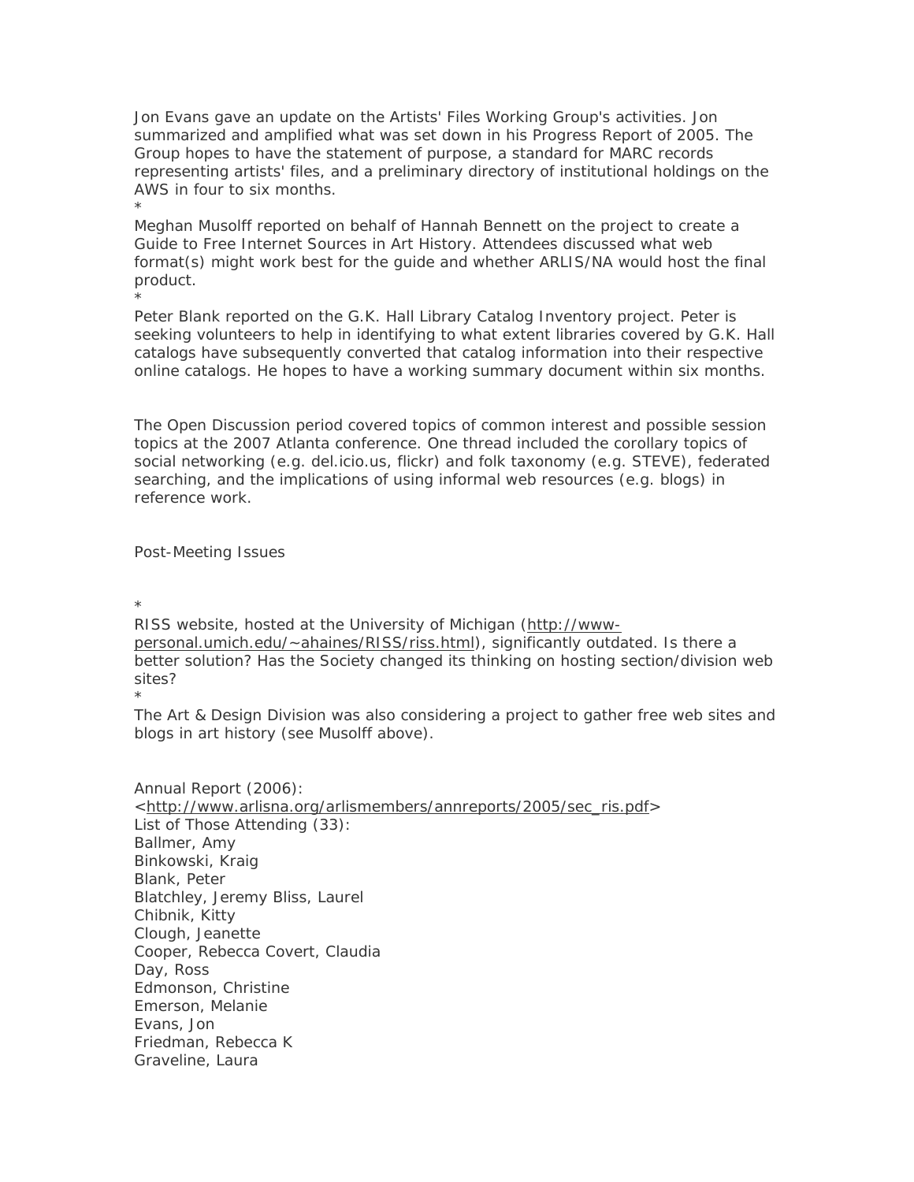Jon Evans gave an update on the Artists' Files Working Group's activities. Jon summarized and amplified what was set down in his Progress Report of 2005. The Group hopes to have the statement of purpose, a standard for MARC records representing artists' files, and a preliminary directory of institutional holdings on the AWS in four to six months.
*
Meghan Musolff reported on behalf of Hannah Bennett on the project to create a Guide to Free Internet Sources in Art History. Attendees discussed what web format(s) might work best for the guide and whether ARLIS/NA would host the final product.
*
Peter Blank reported on the G.K. Hall Library Catalog Inventory project. Peter is seeking volunteers to help in identifying to what extent libraries covered by G.K. Hall catalogs have subsequently converted that catalog information into their respective online catalogs. He hopes to have a working summary document within six months.

The Open Discussion period covered topics of common interest and possible session topics at the 2007 Atlanta conference. One thread included the corollary topics of social networking (e.g. del.icio.us, flickr) and folk taxonomy (e.g. STEVE), federated searching, and the implications of using informal web resources (e.g. blogs) in reference work.

Post-Meeting Issues

*
RISS website, hosted at the University of Michigan (http://www-personal.umich.edu/~ahaines/RISS/riss.html), significantly outdated. Is there a better solution? Has the Society changed its thinking on hosting section/division web sites?
*
The Art & Design Division was also considering a project to gather free web sites and blogs in art history (see Musolff above).

Annual Report (2006):
<http://www.arlisna.org/arlismembers/annreports/2005/sec_ris.pdf>
List of Those Attending (33):
Ballmer, Amy
Binkowski, Kraig
Blank, Peter
Blatchley, Jeremy Bliss, Laurel
Chibnik, Kitty
Clough, Jeanette
Cooper, Rebecca Covert, Claudia
Day, Ross
Edmonson, Christine
Emerson, Melanie
Evans, Jon
Friedman, Rebecca K
Graveline, Laura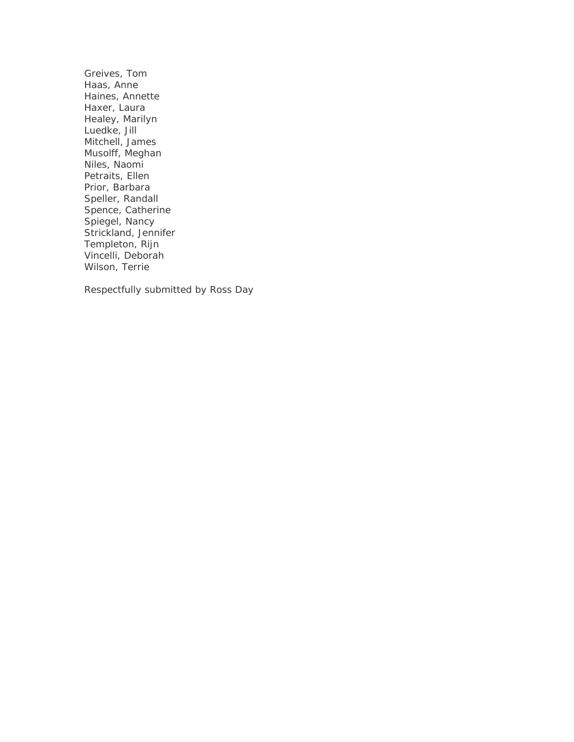Greives, Tom
Haas, Anne
Haines, Annette
Haxer, Laura
Healey, Marilyn
Luedke, Jill
Mitchell, James
Musolff, Meghan
Niles, Naomi
Petraits, Ellen
Prior, Barbara
Speller, Randall
Spence, Catherine
Spiegel, Nancy
Strickland, Jennifer
Templeton, Rijn
Vincelli, Deborah
Wilson, Terrie

Respectfully submitted by Ross Day